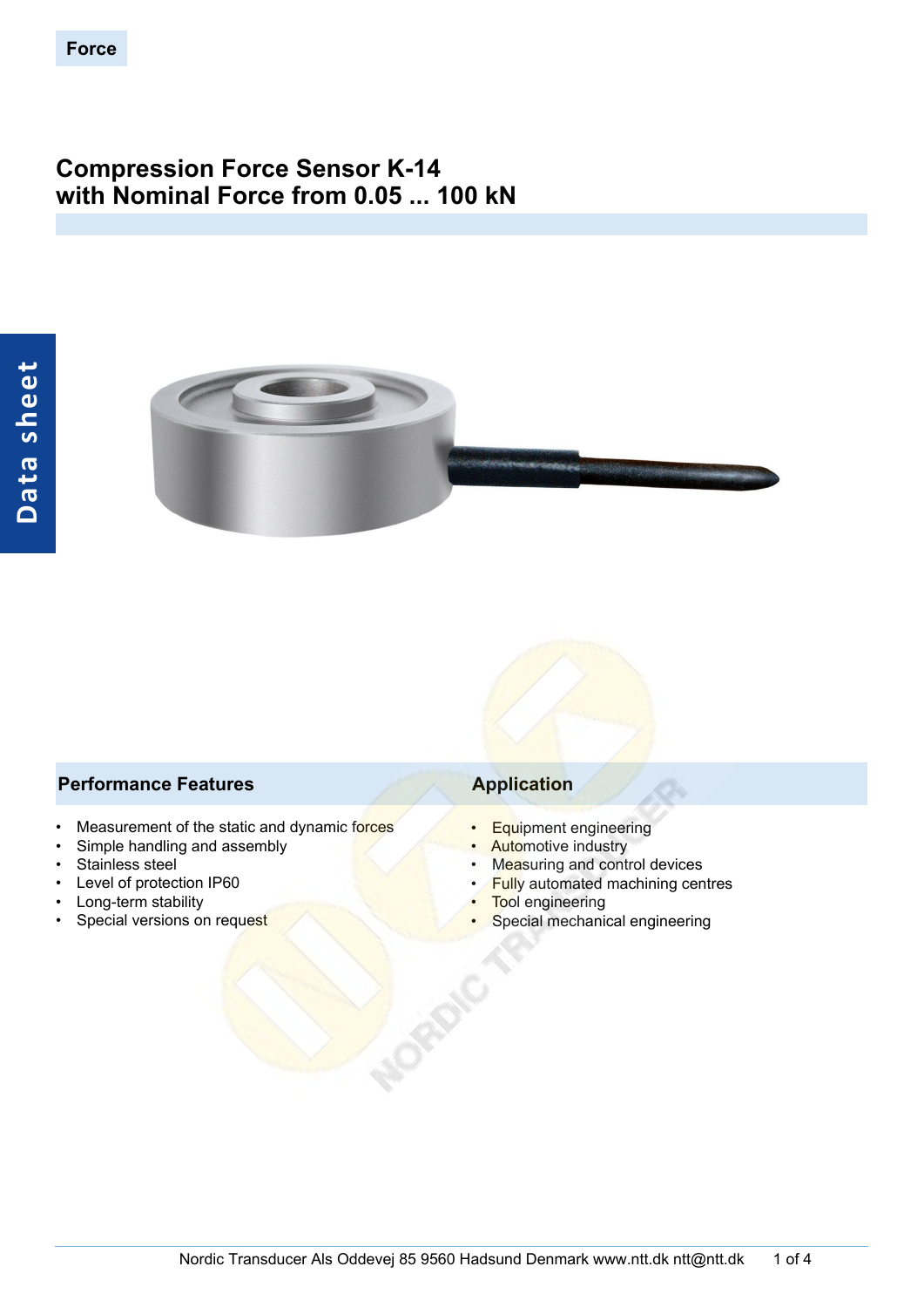Force

# Compression Force Sensor K-14
# with Nominal Force from 0.05 ... 100 kN

Data sheet

## Performance Features

- Measurement of the static and dynamic forces
- Simple handling and assembly
- Stainless steel
- Level of protection IP60
- Long-term stability
- Special versions on request

## Application

- Equipment engineering
- Automotive industry
- Measuring and control devices
- Fully automated machining centres
- Tool engineering
- Special mechanical engineering

Nordic Transducer Als Oddevej 85 9560 Hadsund Denmark www.ntt.dk ntt@ntt.dk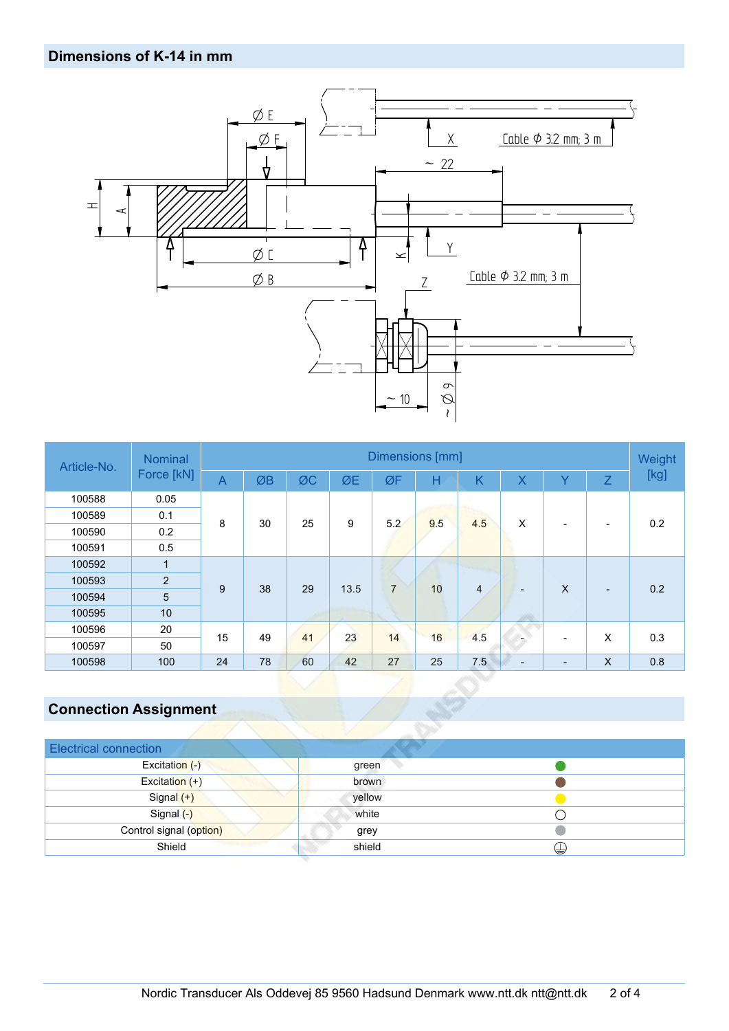## Dimensions of K-14 in mm

| Article-No. | Nominal Force [kN] | Dimensions [mm] | | | | | | | | | | Weight [kg] |
|---|---|---|---|---|---|---|---|---|---|---|---|---|
| | | A | ØB | ØC | ØE | ØF | H | K | X | Y | Z | |
| 100588 | 0.05 | 8 | 30 | 25 | 9 | 5.2 | 9.5 | 4.5 | X | - | - | 0.2 |
| 100589 | 0.1 | | | | | | | | | | | |
| 100590 | 0.2 | | | | | | | | | | | |
| 100591 | 0.5 | | | | | | | | | | | |
| 100592 | 1 | 9 | 38 | 29 | 13.5 | 7 | 10 | 4 | - | X | - | 0.2 |
| 100593 | 2 | | | | | | | | | | | |
| 100594 | 5 | | | | | | | | | | | |
| 100595 | 10 | | | | | | | | | | | |
| 100596 | 20 | 15 | 49 | 41 | 23 | 14 | 16 | 4.5 | - | - | X | 0.3 |
| 100597 | 50 | | | | | | | | | | | |
| 100598 | 100 | 24 | 78 | 60 | 42 | 27 | 25 | 7.5 | - | - | X | 0.8 |

## Connection Assignment

| Electrical connection | | |
|---|---|---|
| Excitation (-) | green | ● |
| Excitation (+) | brown | ● |
| Signal (+) | yellow | ● |
| Signal (-) | white | ○ |
| Control signal (option) | grey | ● |
| Shield | shield | ⏚ |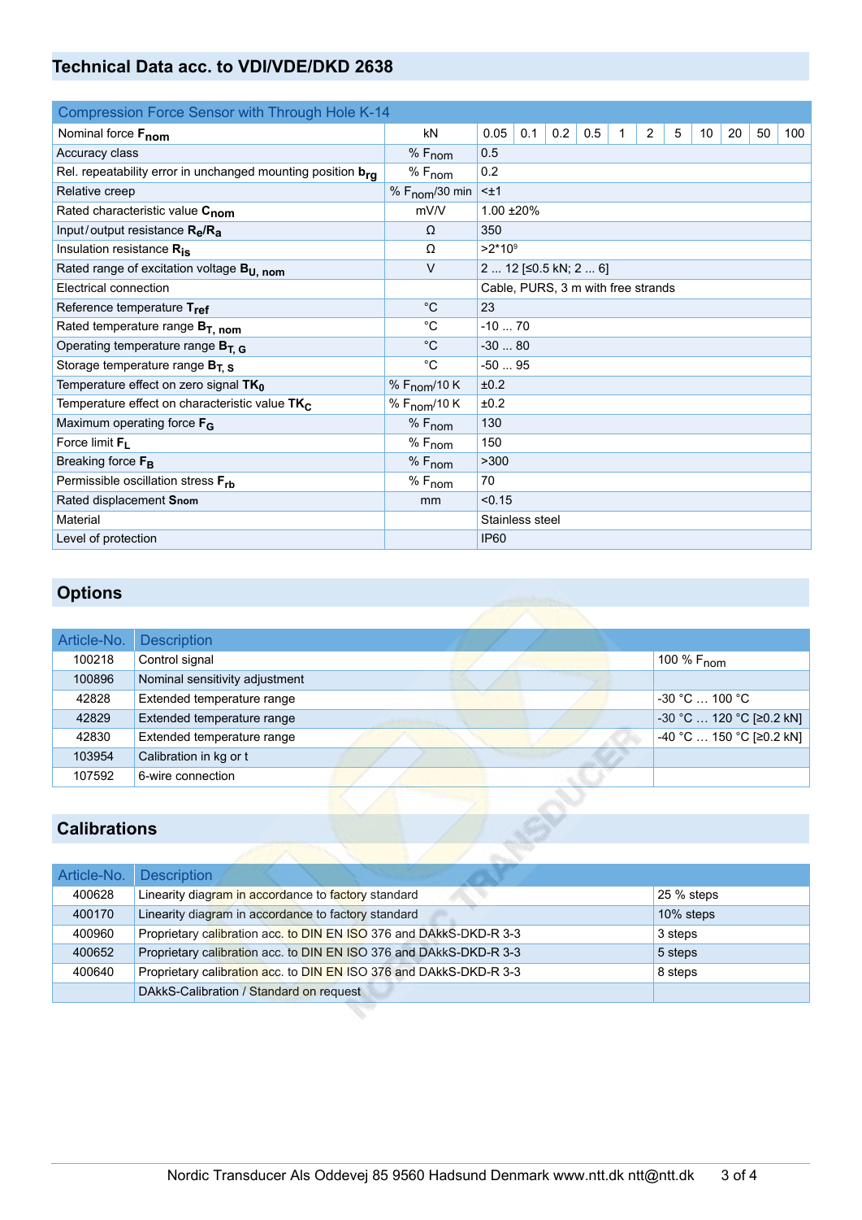## Technical Data acc. to VDI/VDE/DKD 2638

| Compression Force Sensor with Through Hole K-14 | | | | | | | | | | | | |
|---|---|---|---|---|---|---|---|---|---|---|---|---|
| Nominal force $F_{nom}$ | kN | 0.05 | 0.1 | 0.2 | 0.5 | 1 | 2 | 5 | 10 | 20 | 50 | 100 |
| Accuracy class | % $F_{nom}$ | 0.5 | | | | | | | | | | |
| Rel. repeatability error in unchanged mounting position $b_{rg}$ | % $F_{nom}$ | 0.2 | | | | | | | | | | |
| Relative creep | % $F_{nom}$/30 min | <±1 | | | | | | | | | | |
| Rated characteristic value $C_{nom}$ | mV/V | 1.00 ±20% | | | | | | | | | | |
| Input/output resistance $R_e/R_a$ | Ω | 350 | | | | | | | | | | |
| Insulation resistance $R_{is}$ | Ω | >2*10⁹ | | | | | | | | | | |
| Rated range of excitation voltage $B_{U, nom}$ | V | 2 ... 12 [≤0.5 kN; 2 ... 6] | | | | | | | | | | |
| Electrical connection | | Cable, PURS, 3 m with free strands | | | | | | | | | | |
| Reference temperature $T_{ref}$ | °C | 23 | | | | | | | | | | |
| Rated temperature range $B_{T, nom}$ | °C | -10 ... 70 | | | | | | | | | | |
| Operating temperature range $B_{T, G}$ | °C | -30 ... 80 | | | | | | | | | | |
| Storage temperature range $B_{T, S}$ | °C | -50 ... 95 | | | | | | | | | | |
| Temperature effect on zero signal $TK_0$ | % $F_{nom}$/10 K | ±0.2 | | | | | | | | | | |
| Temperature effect on characteristic value $TK_C$ | % $F_{nom}$/10 K | ±0.2 | | | | | | | | | | |
| Maximum operating force $F_G$ | % $F_{nom}$ | 130 | | | | | | | | | | |
| Force limit $F_L$ | % $F_{nom}$ | 150 | | | | | | | | | | |
| Breaking force $F_B$ | % $F_{nom}$ | >300 | | | | | | | | | | |
| Permissible oscillation stress $F_{rb}$ | % $F_{nom}$ | 70 | | | | | | | | | | |
| Rated displacement $S_{nom}$ | mm | <0.15 | | | | | | | | | | |
| Material | | Stainless steel | | | | | | | | | | |
| Level of protection | | IP60 | | | | | | | | | | |

## Options

| Article-No. | Description | |
|---|---|---|
| 100218 | Control signal | 100 % $F_{nom}$ |
| 100896 | Nominal sensitivity adjustment | |
| 42828 | Extended temperature range | -30 °C … 100 °C |
| 42829 | Extended temperature range | -30 °C … 120 °C [≥0.2 kN] |
| 42830 | Extended temperature range | -40 °C … 150 °C [≥0.2 kN] |
| 103954 | Calibration in kg or t | |
| 107592 | 6-wire connection | |

## Calibrations

| Article-No. | Description | |
|---|---|---|
| 400628 | Linearity diagram in accordance to factory standard | 25 % steps |
| 400170 | Linearity diagram in accordance to factory standard | 10% steps |
| 400960 | Proprietary calibration acc. to DIN EN ISO 376 and DAkkS-DKD-R 3-3 | 3 steps |
| 400652 | Proprietary calibration acc. to DIN EN ISO 376 and DAkkS-DKD-R 3-3 | 5 steps |
| 400640 | Proprietary calibration acc. to DIN EN ISO 376 and DAkkS-DKD-R 3-3 | 8 steps |
| | DAkkS-Calibration / Standard on request | |

Nordic Transducer Als Oddevej 85 9560 Hadsund Denmark www.ntt.dk ntt@ntt.dk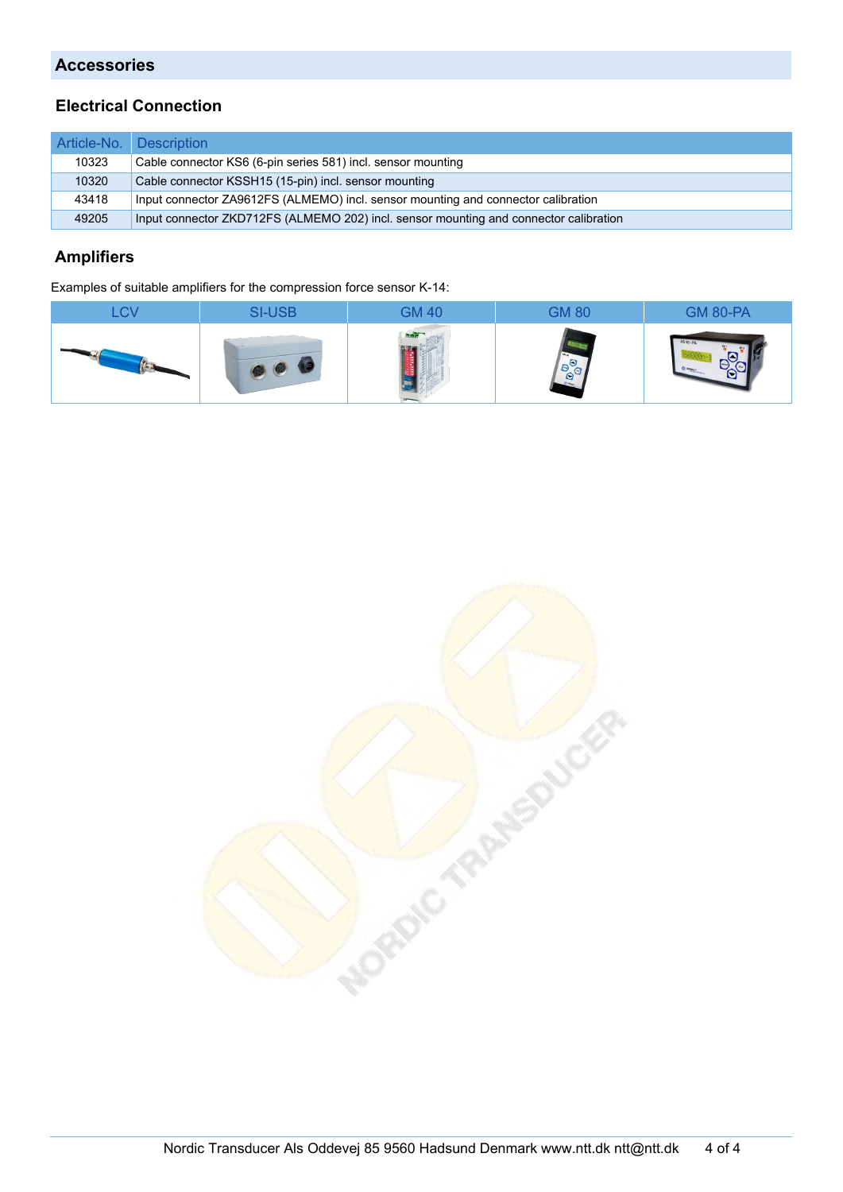## Accessories

### Electrical Connection

| Article-No. | Description |
|---|---|
| 10323 | Cable connector KS6 (6-pin series 581) incl. sensor mounting |
| 10320 | Cable connector KSSH15 (15-pin) incl. sensor mounting |
| 43418 | Input connector ZA9612FS (ALMEMO) incl. sensor mounting and connector calibration |
| 49205 | Input connector ZKD712FS (ALMEMO 202) incl. sensor mounting and connector calibration |

### Amplifiers

Examples of suitable amplifiers for the compression force sensor K-14:

| LCV | SI-USB | GM 40 | GM 80 | GM 80-PA |
|---|---|---|---|---|
| | | | | |